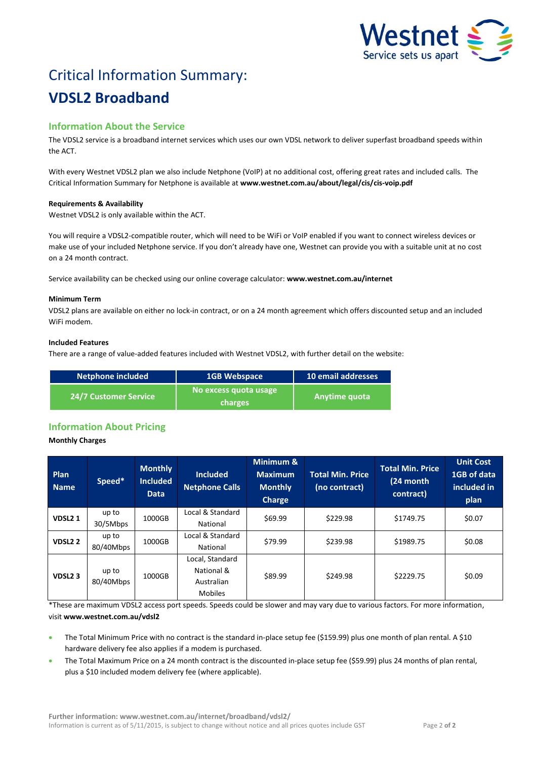# Critical Information Summary:

# VDSL2 Broadband

## Information About the Service

The VDSL2 service is a broadband internet services which uses our own VDSL network to deliver superfast broadband speeds within the ACT.

With every Westnet VDSL2 plan we also include Netphone (VoIP) at no additional cost, offering great rates and included calls. The Critical Information Summary for Netphone is available at **www.westnet.com.au/about/legal/cis/cis-voip.pdf**

**Requirements & Availability**

Westnet VDSL2 is only available within the ACT.

You will require a VDSL2-compatible router, which will need to be WiFi or VoIP enabled if you want to connect wireless devices or make use of your included Netphone service. If you don't already have one, Westnet can provide you with a suitable unit at no cost on a 24 month contract.

Service availability can be checked using our online coverage calculator: **www.westnet.com.au/internet**

**Minimum Term**

VDSL2 plans are available on either no lock-in contract, or on a 24 month agreement which offers discounted setup and an included WiFi modem.

**Included Features**

There are a range of value-added features included with Westnet VDSL2, with further detail on the website:

| Netphone included | 1GB Webspace | 10 email addresses |
|---|---|---|
| 24/7 Customer Service | No excess quota usage charges | Anytime quota |

## Information About Pricing

**Monthly Charges**

| Plan Name | Speed* | Monthly Included Data | Included Netphone Calls | Minimum & Maximum Monthly Charge | Total Min. Price (no contract) | Total Min. Price (24 month contract) | Unit Cost 1GB of data included in plan |
|---|---|---|---|---|---|---|---|
| **VDSL2 1** | up to 30/5Mbps | 1000GB | Local & Standard National | $69.99 | $229.98 | $1749.75 | $0.07 |
| **VDSL2 2** | up to 80/40Mbps | 1000GB | Local & Standard National | $79.99 | $239.98 | $1989.75 | $0.08 |
| **VDSL2 3** | up to 80/40Mbps | 1000GB | Local, Standard National & Australian Mobiles | $89.99 | $249.98 | $2229.75 | $0.09 |

*These are maximum VDSL2 access port speeds. Speeds could be slower and may vary due to various factors. For more information, visit **www.westnet.com.au/vdsl2**

- The Total Minimum Price with no contract is the standard in-place setup fee ($159.99) plus one month of plan rental. A $10 hardware delivery fee also applies if a modem is purchased.
- The Total Maximum Price on a 24 month contract is the discounted in-place setup fee ($59.99) plus 24 months of plan rental, plus a $10 included modem delivery fee (where applicable).

**Further information: www.westnet.com.au/internet/broadband/vdsl2/**

Information is current as of 5/11/2015, is subject to change without notice and all prices quotes include GST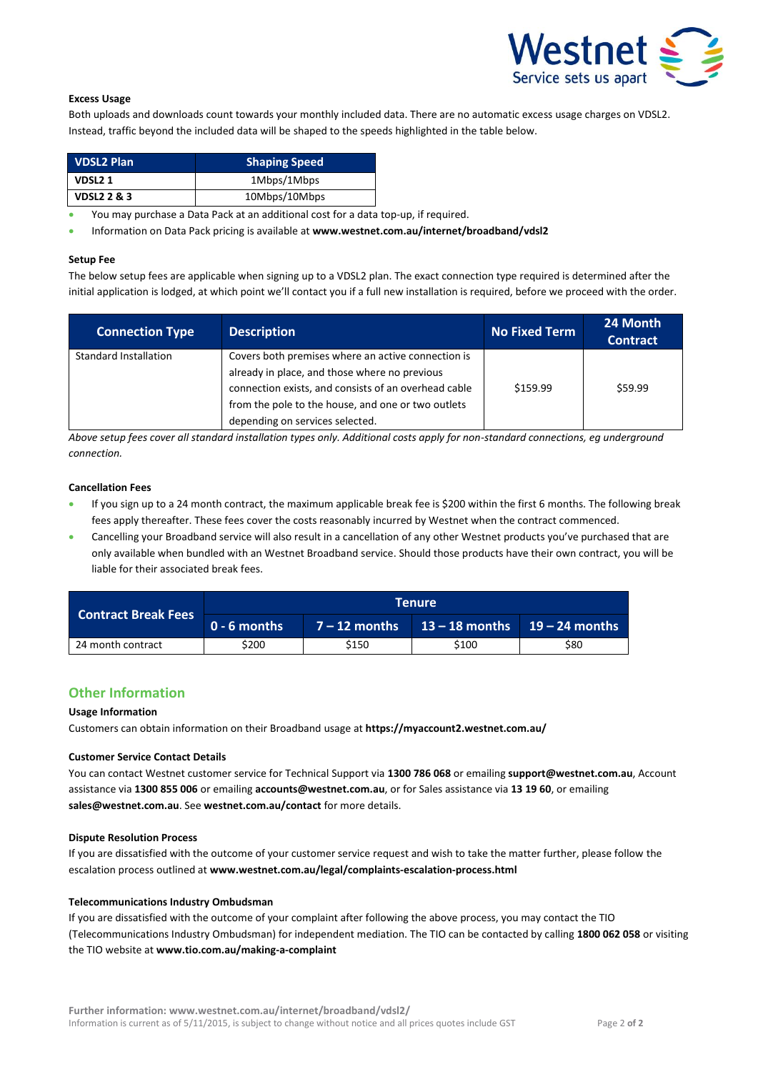**Excess Usage**

Both uploads and downloads count towards your monthly included data. There are no automatic excess usage charges on VDSL2. Instead, traffic beyond the included data will be shaped to the speeds highlighted in the table below.

| VDSL2 Plan | Shaping Speed |
|---|---|
| **VDSL2 1** | 1Mbps/1Mbps |
| **VDSL2 2 & 3** | 10Mbps/10Mbps |

- You may purchase a Data Pack at an additional cost for a data top-up, if required.
- Information on Data Pack pricing is available at **www.westnet.com.au/internet/broadband/vdsl2**

**Setup Fee**

The below setup fees are applicable when signing up to a VDSL2 plan. The exact connection type required is determined after the initial application is lodged, at which point we'll contact you if a full new installation is required, before we proceed with the order.

| Connection Type | Description | No Fixed Term | 24 Month Contract |
|---|---|---|---|
| Standard Installation | Covers both premises where an active connection is already in place, and those where no previous connection exists, and consists of an overhead cable from the pole to the house, and one or two outlets depending on services selected. | $159.99 | $59.99 |

*Above setup fees cover all standard installation types only. Additional costs apply for non-standard connections, eg underground connection.*

**Cancellation Fees**

- If you sign up to a 24 month contract, the maximum applicable break fee is $200 within the first 6 months. The following break fees apply thereafter. These fees cover the costs reasonably incurred by Westnet when the contract commenced.
- Cancelling your Broadband service will also result in a cancellation of any other Westnet products you've purchased that are only available when bundled with an Westnet Broadband service. Should those products have their own contract, you will be liable for their associated break fees.

| Contract Break Fees | Tenure | | | |
|---|---|---|---|---|
| | 0 - 6 months | 7 – 12 months | 13 – 18 months | 19 – 24 months |
| 24 month contract | $200 | $150 | $100 | $80 |

## Other Information

**Usage Information**

Customers can obtain information on their Broadband usage at **https://myaccount2.westnet.com.au/**

**Customer Service Contact Details**

You can contact Westnet customer service for Technical Support via **1300 786 068** or emailing **support@westnet.com.au**, Account assistance via **1300 855 006** or emailing **accounts@westnet.com.au**, or for Sales assistance via **13 19 60**, or emailing **sales@westnet.com.au**. See **westnet.com.au/contact** for more details.

**Dispute Resolution Process**

If you are dissatisfied with the outcome of your customer service request and wish to take the matter further, please follow the escalation process outlined at **www.westnet.com.au/legal/complaints-escalation-process.html**

**Telecommunications Industry Ombudsman**

If you are dissatisfied with the outcome of your complaint after following the above process, you may contact the TIO (Telecommunications Industry Ombudsman) for independent mediation. The TIO can be contacted by calling **1800 062 058** or visiting the TIO website at **www.tio.com.au/making-a-complaint**

**Further information: www.westnet.com.au/internet/broadband/vdsl2/**
Information is current as of 5/11/2015, is subject to change without notice and all prices quotes include GST